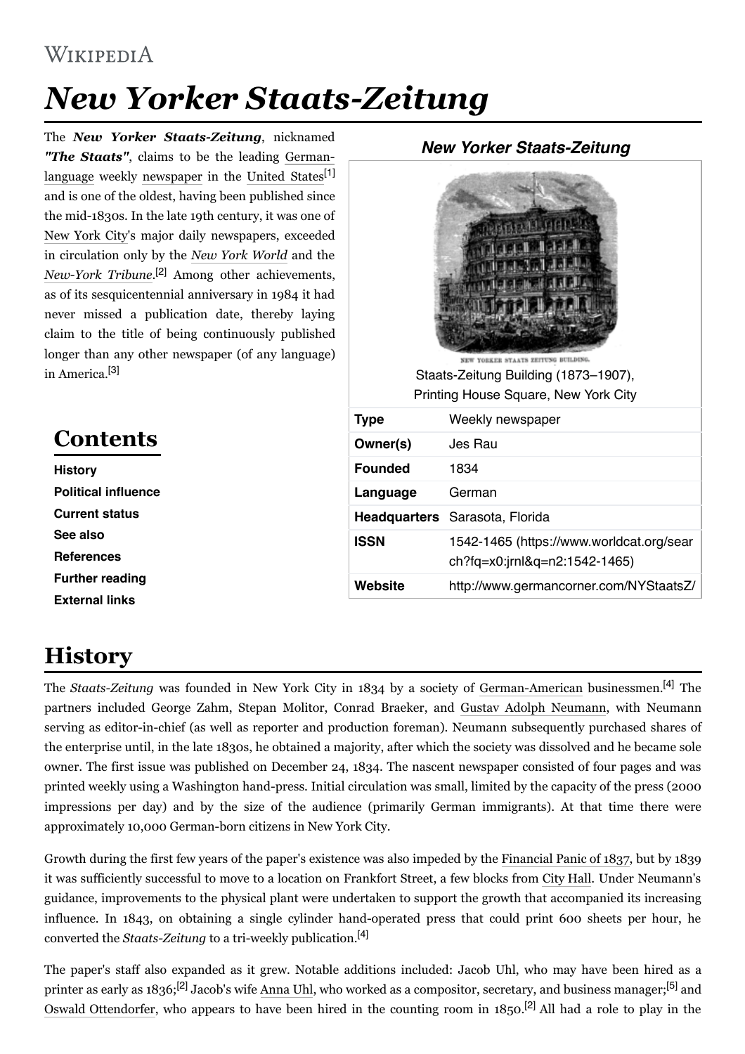# *New Yorker Staats-Zeitung*

The ***New Yorker Staats-Zeitung***, nicknamed ***"The Staats"***, claims to be the leading German-language weekly newspaper in the United States[1] and is one of the oldest, having been published since the mid-1830s. In the late 19th century, it was one of New York City's major daily newspapers, exceeded in circulation only by the *New York World* and the *New-York Tribune*.[2] Among other achievements, as of its sesquicentennial anniversary in 1984 it had never missed a publication date, thereby laying claim to the title of being continuously published longer than any other newspaper (of any language) in America.[3]

***New Yorker Staats-Zeitung***

Staats-Zeitung Building (1873–1907), Printing House Square, New York City

| | |
|---|---|
| **Type** | Weekly newspaper |
| **Owner(s)** | Jes Rau |
| **Founded** | 1834 |
| **Language** | German |
| **Headquarters** | Sarasota, Florida |
| **ISSN** | 1542-1465 (https://www.worldcat.org/search?fq=x0:jrnl&q=n2:1542-1465) |
| **Website** | http://www.germancorner.com/NYStaatsZ/ |

## Contents

- History
- Political influence
- Current status
- See also
- References
- Further reading
- External links

## History

The *Staats-Zeitung* was founded in New York City in 1834 by a society of German-American businessmen.[4] The partners included George Zahm, Stepan Molitor, Conrad Braeker, and Gustav Adolph Neumann, with Neumann serving as editor-in-chief (as well as reporter and production foreman). Neumann subsequently purchased shares of the enterprise until, in the late 1830s, he obtained a majority, after which the society was dissolved and he became sole owner. The first issue was published on December 24, 1834. The nascent newspaper consisted of four pages and was printed weekly using a Washington hand-press. Initial circulation was small, limited by the capacity of the press (2000 impressions per day) and by the size of the audience (primarily German immigrants). At that time there were approximately 10,000 German-born citizens in New York City.

Growth during the first few years of the paper's existence was also impeded by the Financial Panic of 1837, but by 1839 it was sufficiently successful to move to a location on Frankfort Street, a few blocks from City Hall. Under Neumann's guidance, improvements to the physical plant were undertaken to support the growth that accompanied its increasing influence. In 1843, on obtaining a single cylinder hand-operated press that could print 600 sheets per hour, he converted the *Staats-Zeitung* to a tri-weekly publication.[4]

The paper's staff also expanded as it grew. Notable additions included: Jacob Uhl, who may have been hired as a printer as early as 1836;[2] Jacob's wife Anna Uhl, who worked as a compositor, secretary, and business manager;[5] and Oswald Ottendorfer, who appears to have been hired in the counting room in 1850.[2] All had a role to play in the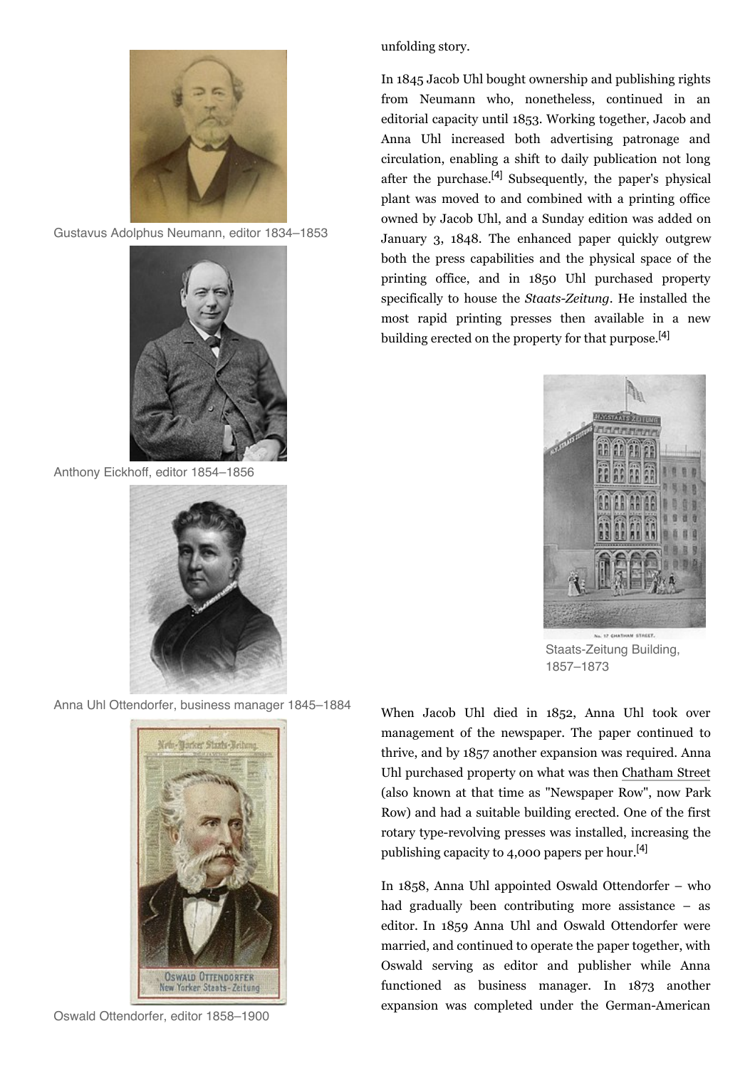Gustavus Adolphus Neumann, editor 1834–1853

Anthony Eickhoff, editor 1854–1856

Anna Uhl Ottendorfer, business manager 1845–1884

Oswald Ottendorfer, editor 1858–1900

unfolding story.

In 1845 Jacob Uhl bought ownership and publishing rights from Neumann who, nonetheless, continued in an editorial capacity until 1853. Working together, Jacob and Anna Uhl increased both advertising patronage and circulation, enabling a shift to daily publication not long after the purchase.[4] Subsequently, the paper's physical plant was moved to and combined with a printing office owned by Jacob Uhl, and a Sunday edition was added on January 3, 1848. The enhanced paper quickly outgrew both the press capabilities and the physical space of the printing office, and in 1850 Uhl purchased property specifically to house the *Staats-Zeitung*. He installed the most rapid printing presses then available in a new building erected on the property for that purpose.[4]

Staats-Zeitung Building, 1857–1873

When Jacob Uhl died in 1852, Anna Uhl took over management of the newspaper. The paper continued to thrive, and by 1857 another expansion was required. Anna Uhl purchased property on what was then Chatham Street (also known at that time as "Newspaper Row", now Park Row) and had a suitable building erected. One of the first rotary type-revolving presses was installed, increasing the publishing capacity to 4,000 papers per hour.[4]

In 1858, Anna Uhl appointed Oswald Ottendorfer – who had gradually been contributing more assistance – as editor. In 1859 Anna Uhl and Oswald Ottendorfer were married, and continued to operate the paper together, with Oswald serving as editor and publisher while Anna functioned as business manager. In 1873 another expansion was completed under the German-American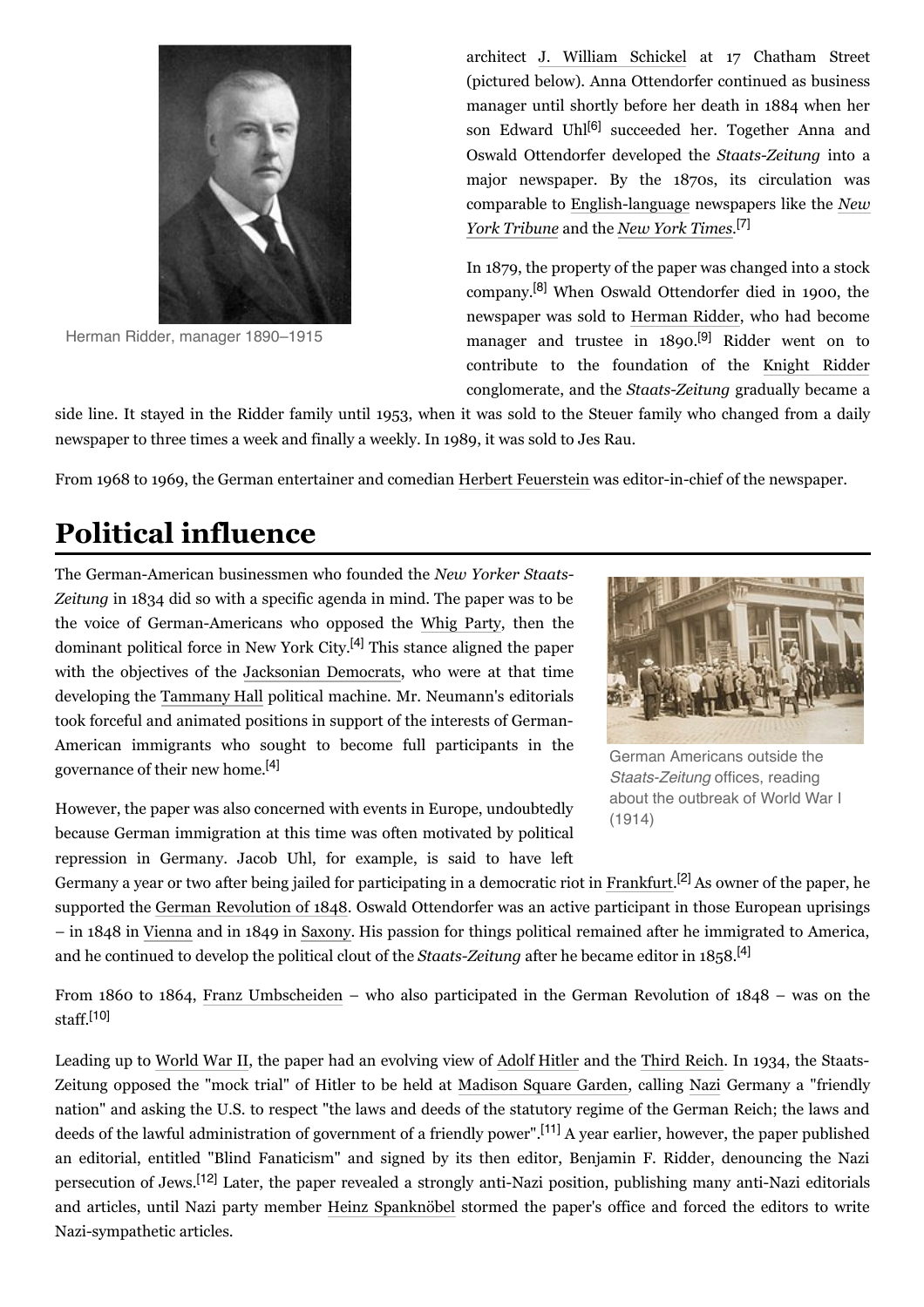Herman Ridder, manager 1890–1915

architect J. William Schickel at 17 Chatham Street (pictured below). Anna Ottendorfer continued as business manager until shortly before her death in 1884 when her son Edward Uhl[6] succeeded her. Together Anna and Oswald Ottendorfer developed the *Staats-Zeitung* into a major newspaper. By the 1870s, its circulation was comparable to English-language newspapers like the *New York Tribune* and the *New York Times*.[7]

In 1879, the property of the paper was changed into a stock company.[8] When Oswald Ottendorfer died in 1900, the newspaper was sold to Herman Ridder, who had become manager and trustee in 1890.[9] Ridder went on to contribute to the foundation of the Knight Ridder conglomerate, and the *Staats-Zeitung* gradually became a side line. It stayed in the Ridder family until 1953, when it was sold to the Steuer family who changed from a daily newspaper to three times a week and finally a weekly. In 1989, it was sold to Jes Rau.

From 1968 to 1969, the German entertainer and comedian Herbert Feuerstein was editor-in-chief of the newspaper.

## Political influence

The German-American businessmen who founded the *New Yorker Staats-Zeitung* in 1834 did so with a specific agenda in mind. The paper was to be the voice of German-Americans who opposed the Whig Party, then the dominant political force in New York City.[4] This stance aligned the paper with the objectives of the Jacksonian Democrats, who were at that time developing the Tammany Hall political machine. Mr. Neumann's editorials took forceful and animated positions in support of the interests of German-American immigrants who sought to become full participants in the governance of their new home.[4]

German Americans outside the *Staats-Zeitung* offices, reading about the outbreak of World War I (1914)

However, the paper was also concerned with events in Europe, undoubtedly because German immigration at this time was often motivated by political repression in Germany. Jacob Uhl, for example, is said to have left Germany a year or two after being jailed for participating in a democratic riot in Frankfurt.[2] As owner of the paper, he supported the German Revolution of 1848. Oswald Ottendorfer was an active participant in those European uprisings – in 1848 in Vienna and in 1849 in Saxony. His passion for things political remained after he immigrated to America, and he continued to develop the political clout of the *Staats-Zeitung* after he became editor in 1858.[4]

From 1860 to 1864, Franz Umbscheiden – who also participated in the German Revolution of 1848 – was on the staff.[10]

Leading up to World War II, the paper had an evolving view of Adolf Hitler and the Third Reich. In 1934, the Staats-Zeitung opposed the "mock trial" of Hitler to be held at Madison Square Garden, calling Nazi Germany a "friendly nation" and asking the U.S. to respect "the laws and deeds of the statutory regime of the German Reich; the laws and deeds of the lawful administration of government of a friendly power".[11] A year earlier, however, the paper published an editorial, entitled "Blind Fanaticism" and signed by its then editor, Benjamin F. Ridder, denouncing the Nazi persecution of Jews.[12] Later, the paper revealed a strongly anti-Nazi position, publishing many anti-Nazi editorials and articles, until Nazi party member Heinz Spanknöbel stormed the paper's office and forced the editors to write Nazi-sympathetic articles.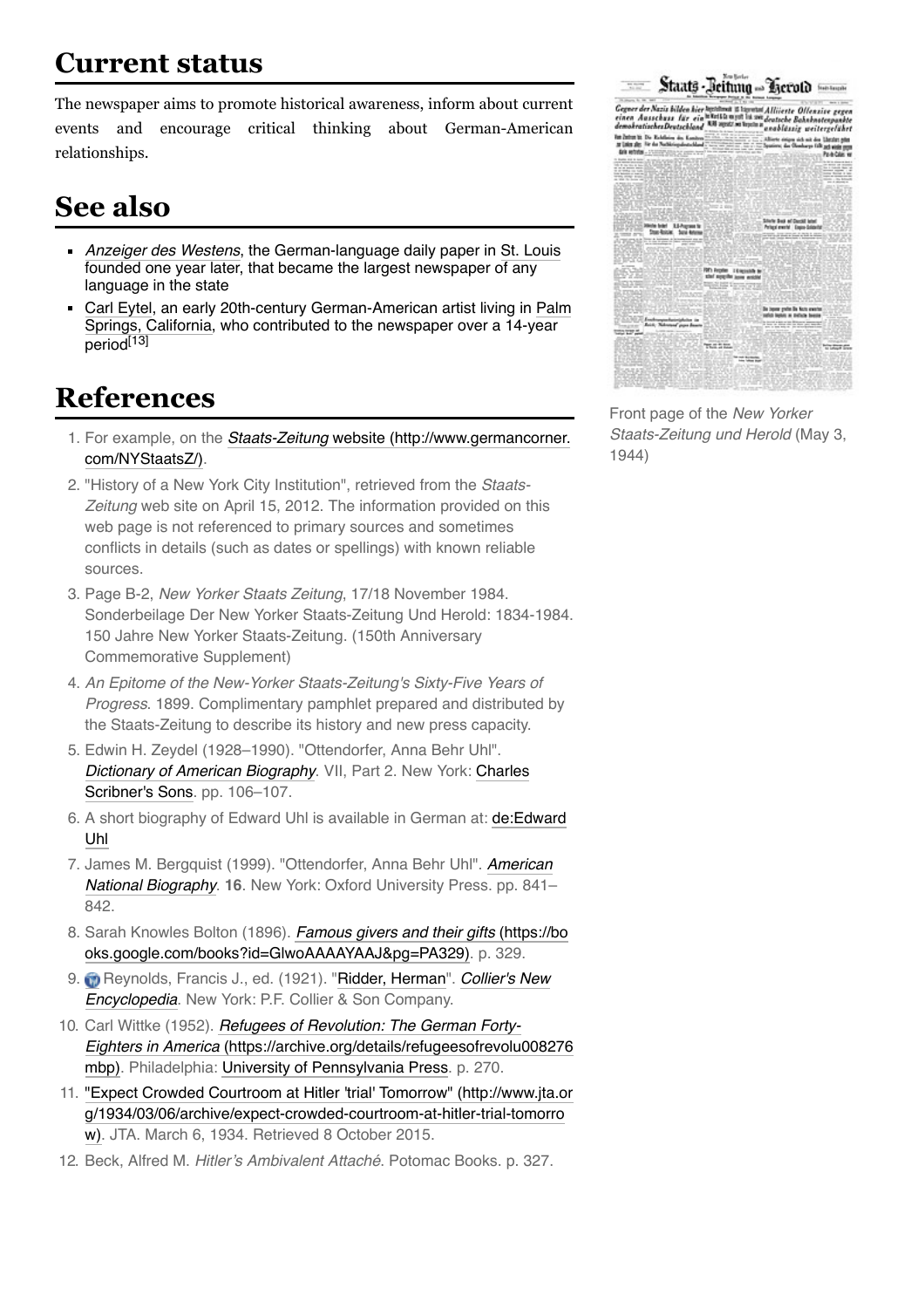## Current status

The newspaper aims to promote historical awareness, inform about current events and encourage critical thinking about German-American relationships.

Front page of the *New Yorker Staats-Zeitung und Herold* (May 3, 1944)

## See also

- *Anzeiger des Westens*, the German-language daily paper in St. Louis founded one year later, that became the largest newspaper of any language in the state
- Carl Eytel, an early 20th-century German-American artist living in Palm Springs, California, who contributed to the newspaper over a 14-year period[13]

## References

1. For example, on the *Staats-Zeitung* website (http://www.germancorner.com/NYStaatsZ/).
2. "History of a New York City Institution", retrieved from the *Staats-Zeitung* web site on April 15, 2012. The information provided on this web page is not referenced to primary sources and sometimes conflicts in details (such as dates or spellings) with known reliable sources.
3. Page B-2, *New Yorker Staats Zeitung*, 17/18 November 1984. Sonderbeilage Der New Yorker Staats-Zeitung Und Herold: 1834-1984. 150 Jahre New Yorker Staats-Zeitung. (150th Anniversary Commemorative Supplement)
4. *An Epitome of the New-Yorker Staats-Zeitung's Sixty-Five Years of Progress*. 1899. Complimentary pamphlet prepared and distributed by the Staats-Zeitung to describe its history and new press capacity.
5. Edwin H. Zeydel (1928–1990). "Ottendorfer, Anna Behr Uhl". *Dictionary of American Biography*. VII, Part 2. New York: Charles Scribner's Sons. pp. 106–107.
6. A short biography of Edward Uhl is available in German at: de:Edward Uhl
7. James M. Bergquist (1999). "Ottendorfer, Anna Behr Uhl". *American National Biography*. **16**. New York: Oxford University Press. pp. 841–842.
8. Sarah Knowles Bolton (1896). *Famous givers and their gifts* (https://books.google.com/books?id=GlwoAAAAYAAJ&pg=PA329). p. 329.
9. Reynolds, Francis J., ed. (1921). "Ridder, Herman". *Collier's New Encyclopedia*. New York: P.F. Collier & Son Company.
10. Carl Wittke (1952). *Refugees of Revolution: The German Forty-Eighters in America* (https://archive.org/details/refugeesofrevolu008276mbp). Philadelphia: University of Pennsylvania Press. p. 270.
11. "Expect Crowded Courtroom at Hitler 'trial' Tomorrow" (http://www.jta.org/1934/03/06/archive/expect-crowded-courtroom-at-hitler-trial-tomorrow). JTA. March 6, 1934. Retrieved 8 October 2015.
12. Beck, Alfred M. *Hitler's Ambivalent Attaché*. Potomac Books. p. 327.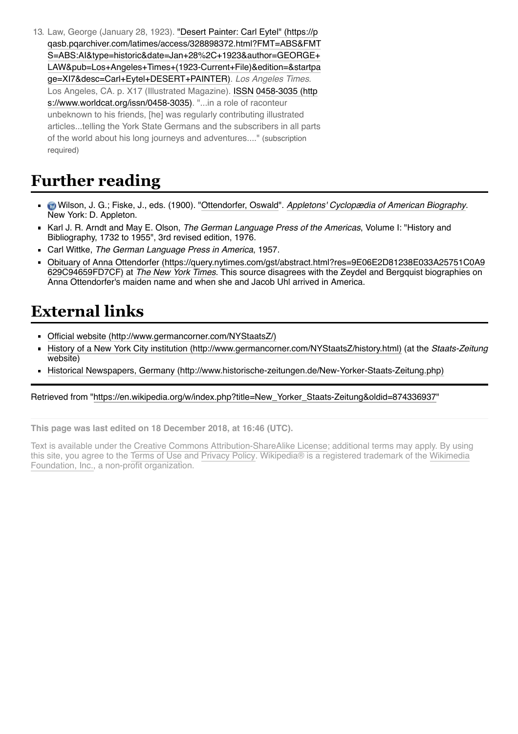13. Law, George (January 28, 1923). "Desert Painter: Carl Eytel" (https://pqasb.pqarchiver.com/latimes/access/328898372.html?FMT=ABS&FMTS=ABS:AI&type=historic&date=Jan+28%2C+1923&author=GEORGE+LAW&pub=Los+Angeles+Times+(1923-Current+File)&edition=&startpage=XI7&desc=Carl+Eytel+DESERT+PAINTER). *Los Angeles Times*. Los Angeles, CA. p. X17 (Illustrated Magazine). ISSN 0458-3035 (https://www.worldcat.org/issn/0458-3035). "...in a role of raconteur unbeknown to his friends, [he] was regularly contributing illustrated articles...telling the York State Germans and the subscribers in all parts of the world about his long journeys and adventures...." (subscription required)

# Further reading

- Wilson, J. G.; Fiske, J., eds. (1900). "Ottendorfer, Oswald". *Appletons' Cyclopædia of American Biography*. New York: D. Appleton.
- Karl J. R. Arndt and May E. Olson, *The German Language Press of the Americas*, Volume I: "History and Bibliography, 1732 to 1955", 3rd revised edition, 1976.
- Carl Wittke, *The German Language Press in America*, 1957.
- Obituary of Anna Ottendorfer (https://query.nytimes.com/gst/abstract.html?res=9E06E2D81238E033A25751C0A9629C94659FD7CF) at *The New York Times*. This source disagrees with the Zeydel and Bergquist biographies on Anna Ottendorfer's maiden name and when she and Jacob Uhl arrived in America.

# External links

- Official website (http://www.germancorner.com/NYStaatsZ/)
- History of a New York City institution (http://www.germancorner.com/NYStaatsZ/history.html) (at the *Staats-Zeitung* website)
- Historical Newspapers, Germany (http://www.historische-zeitungen.de/New-Yorker-Staats-Zeitung.php)

Retrieved from "https://en.wikipedia.org/w/index.php?title=New_Yorker_Staats-Zeitung&oldid=874336937"

This page was last edited on 18 December 2018, at 16:46 (UTC).

Text is available under the Creative Commons Attribution-ShareAlike License; additional terms may apply. By using this site, you agree to the Terms of Use and Privacy Policy. Wikipedia® is a registered trademark of the Wikimedia Foundation, Inc., a non-profit organization.